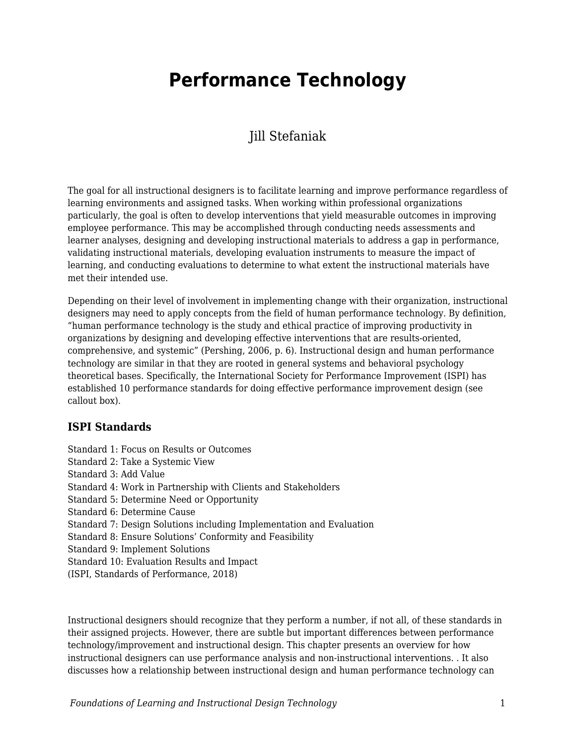# Performance Technology

Jill Stefaniak

The goal for all instructional designers is to facilitate learning and improve performance regardless of learning environments and assigned tasks. When working within professional organizations particularly, the goal is often to develop interventions that yield measurable outcomes in improving employee performance. This may be accomplished through conducting needs assessments and learner analyses, designing and developing instructional materials to address a gap in performance, validating instructional materials, developing evaluation instruments to measure the impact of learning, and conducting evaluations to determine to what extent the instructional materials have met their intended use.

Depending on their level of involvement in implementing change with their organization, instructional designers may need to apply concepts from the field of human performance technology. By definition, "human performance technology is the study and ethical practice of improving productivity in organizations by designing and developing effective interventions that are results-oriented, comprehensive, and systemic" (Pershing, 2006, p. 6). Instructional design and human performance technology are similar in that they are rooted in general systems and behavioral psychology theoretical bases. Specifically, the International Society for Performance Improvement (ISPI) has established 10 performance standards for doing effective performance improvement design (see callout box).

### ISPI Standards

Standard 1: Focus on Results or Outcomes
Standard 2: Take a Systemic View
Standard 3: Add Value
Standard 4: Work in Partnership with Clients and Stakeholders
Standard 5: Determine Need or Opportunity
Standard 6: Determine Cause
Standard 7: Design Solutions including Implementation and Evaluation
Standard 8: Ensure Solutions' Conformity and Feasibility
Standard 9: Implement Solutions
Standard 10: Evaluation Results and Impact
(ISPI, Standards of Performance, 2018)

Instructional designers should recognize that they perform a number, if not all, of these standards in their assigned projects. However, there are subtle but important differences between performance technology/improvement and instructional design. This chapter presents an overview for how instructional designers can use performance analysis and non-instructional interventions. . It also discusses how a relationship between instructional design and human performance technology can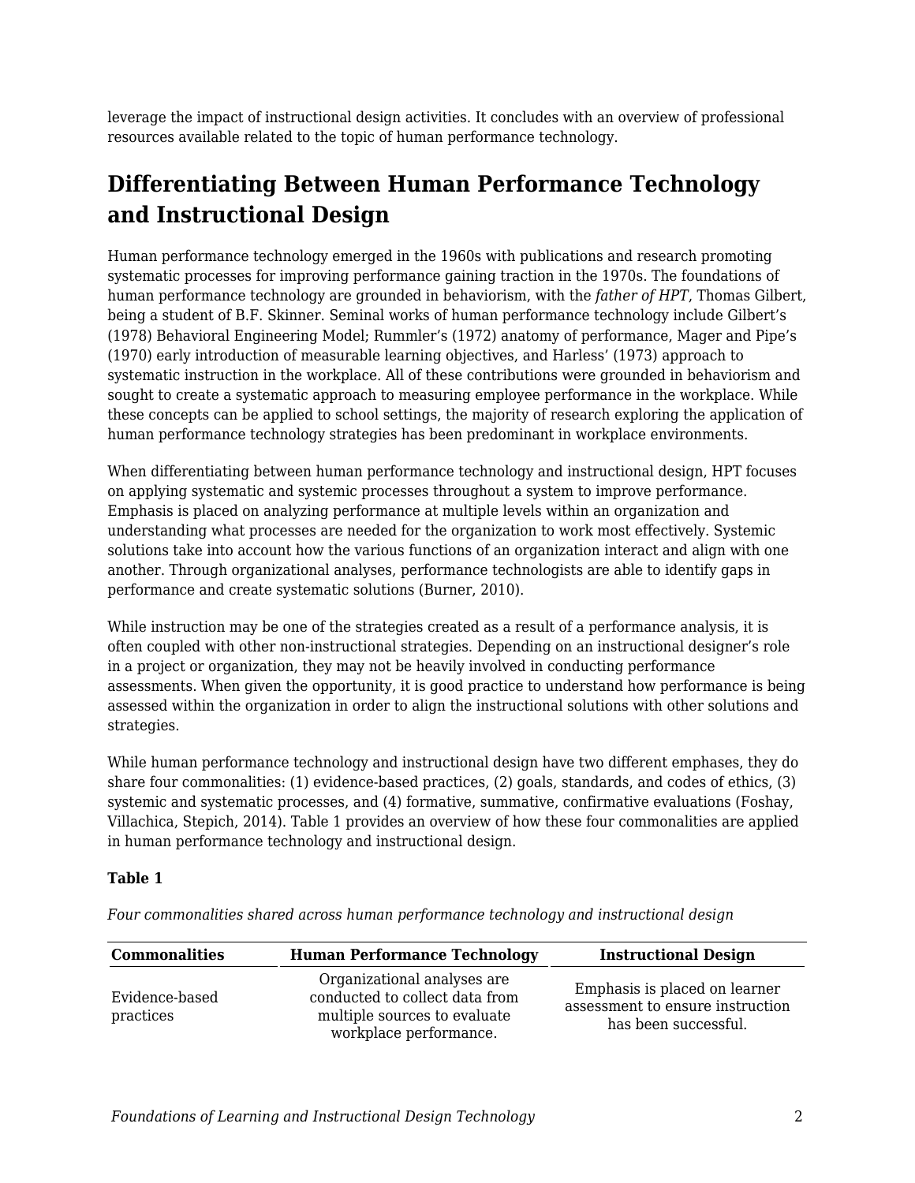leverage the impact of instructional design activities. It concludes with an overview of professional resources available related to the topic of human performance technology.

## Differentiating Between Human Performance Technology and Instructional Design

Human performance technology emerged in the 1960s with publications and research promoting systematic processes for improving performance gaining traction in the 1970s. The foundations of human performance technology are grounded in behaviorism, with the *father of HPT*, Thomas Gilbert, being a student of B.F. Skinner. Seminal works of human performance technology include Gilbert's (1978) Behavioral Engineering Model; Rummler's (1972) anatomy of performance, Mager and Pipe's (1970) early introduction of measurable learning objectives, and Harless' (1973) approach to systematic instruction in the workplace. All of these contributions were grounded in behaviorism and sought to create a systematic approach to measuring employee performance in the workplace. While these concepts can be applied to school settings, the majority of research exploring the application of human performance technology strategies has been predominant in workplace environments.

When differentiating between human performance technology and instructional design, HPT focuses on applying systematic and systemic processes throughout a system to improve performance. Emphasis is placed on analyzing performance at multiple levels within an organization and understanding what processes are needed for the organization to work most effectively. Systemic solutions take into account how the various functions of an organization interact and align with one another. Through organizational analyses, performance technologists are able to identify gaps in performance and create systematic solutions (Burner, 2010).

While instruction may be one of the strategies created as a result of a performance analysis, it is often coupled with other non-instructional strategies. Depending on an instructional designer's role in a project or organization, they may not be heavily involved in conducting performance assessments. When given the opportunity, it is good practice to understand how performance is being assessed within the organization in order to align the instructional solutions with other solutions and strategies.

While human performance technology and instructional design have two different emphases, they do share four commonalities: (1) evidence-based practices, (2) goals, standards, and codes of ethics, (3) systemic and systematic processes, and (4) formative, summative, confirmative evaluations (Foshay, Villachica, Stepich, 2014). Table 1 provides an overview of how these four commonalities are applied in human performance technology and instructional design.

**Table 1**

*Four commonalities shared across human performance technology and instructional design*

| Commonalities | Human Performance Technology | Instructional Design |
|---|---|---|
| Evidence-based practices | Organizational analyses are conducted to collect data from multiple sources to evaluate workplace performance. | Emphasis is placed on learner assessment to ensure instruction has been successful. |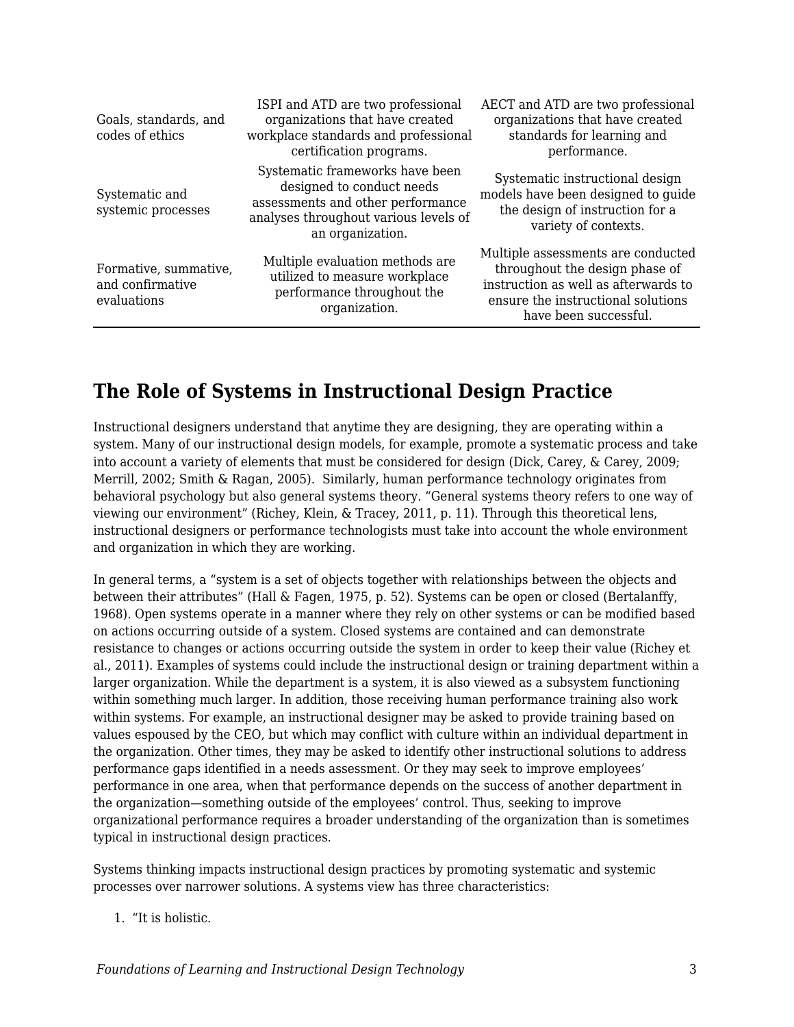| | | |
|---|---|---|
| Goals, standards, and codes of ethics | ISPI and ATD are two professional organizations that have created workplace standards and professional certification programs. | AECT and ATD are two professional organizations that have created standards for learning and performance. |
| Systematic and systemic processes | Systematic frameworks have been designed to conduct needs assessments and other performance analyses throughout various levels of an organization. | Systematic instructional design models have been designed to guide the design of instruction for a variety of contexts. |
| Formative, summative, and confirmative evaluations | Multiple evaluation methods are utilized to measure workplace performance throughout the organization. | Multiple assessments are conducted throughout the design phase of instruction as well as afterwards to ensure the instructional solutions have been successful. |

## The Role of Systems in Instructional Design Practice

Instructional designers understand that anytime they are designing, they are operating within a system. Many of our instructional design models, for example, promote a systematic process and take into account a variety of elements that must be considered for design (Dick, Carey, & Carey, 2009; Merrill, 2002; Smith & Ragan, 2005). Similarly, human performance technology originates from behavioral psychology but also general systems theory. "General systems theory refers to one way of viewing our environment" (Richey, Klein, & Tracey, 2011, p. 11). Through this theoretical lens, instructional designers or performance technologists must take into account the whole environment and organization in which they are working.

In general terms, a "system is a set of objects together with relationships between the objects and between their attributes" (Hall & Fagen, 1975, p. 52). Systems can be open or closed (Bertalanffy, 1968). Open systems operate in a manner where they rely on other systems or can be modified based on actions occurring outside of a system. Closed systems are contained and can demonstrate resistance to changes or actions occurring outside the system in order to keep their value (Richey et al., 2011). Examples of systems could include the instructional design or training department within a larger organization. While the department is a system, it is also viewed as a subsystem functioning within something much larger. In addition, those receiving human performance training also work within systems. For example, an instructional designer may be asked to provide training based on values espoused by the CEO, but which may conflict with culture within an individual department in the organization. Other times, they may be asked to identify other instructional solutions to address performance gaps identified in a needs assessment. Or they may seek to improve employees' performance in one area, when that performance depends on the success of another department in the organization—something outside of the employees' control. Thus, seeking to improve organizational performance requires a broader understanding of the organization than is sometimes typical in instructional design practices.

Systems thinking impacts instructional design practices by promoting systematic and systemic processes over narrower solutions. A systems view has three characteristics:

1. "It is holistic.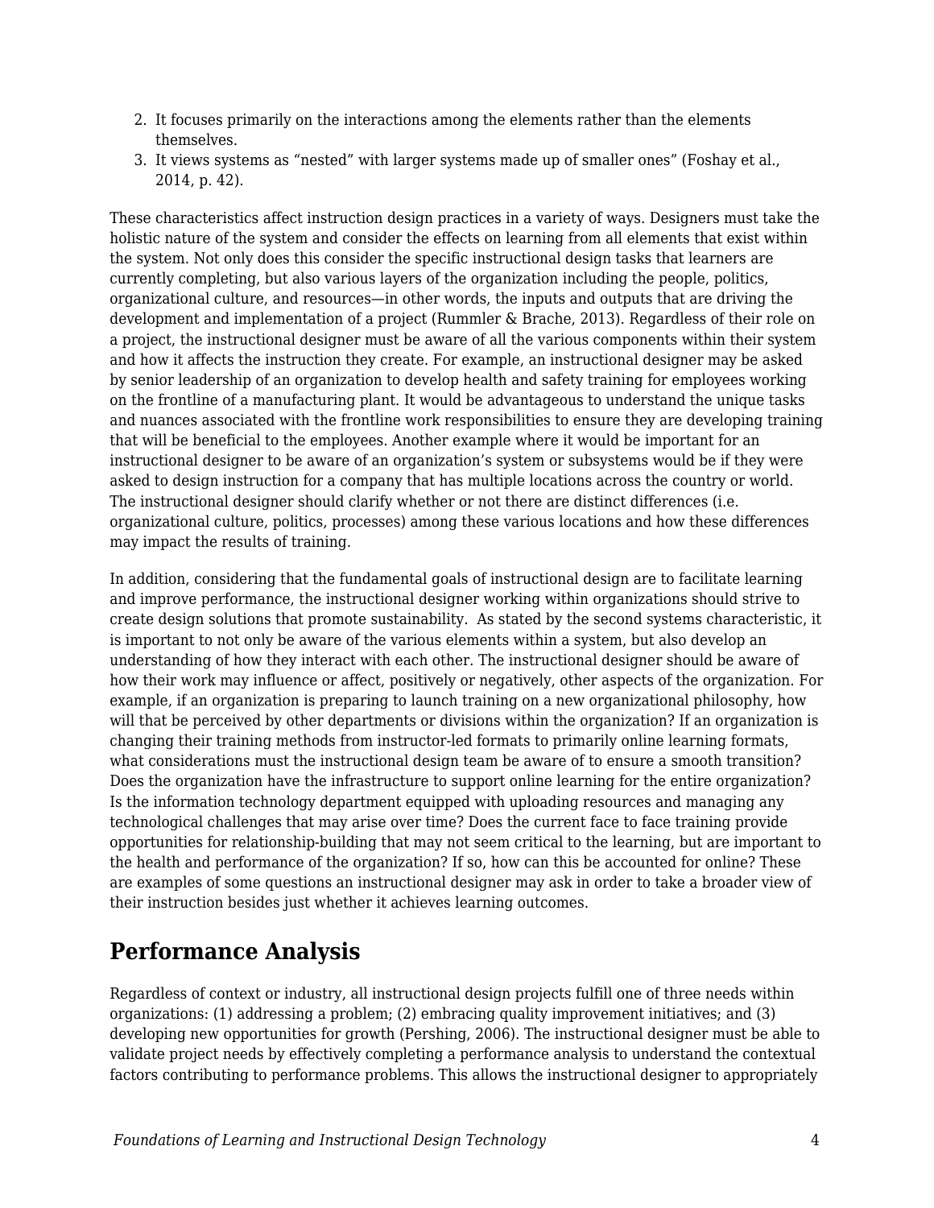2. It focuses primarily on the interactions among the elements rather than the elements themselves.
3. It views systems as "nested" with larger systems made up of smaller ones" (Foshay et al., 2014, p. 42).

These characteristics affect instruction design practices in a variety of ways. Designers must take the holistic nature of the system and consider the effects on learning from all elements that exist within the system. Not only does this consider the specific instructional design tasks that learners are currently completing, but also various layers of the organization including the people, politics, organizational culture, and resources—in other words, the inputs and outputs that are driving the development and implementation of a project (Rummler & Brache, 2013). Regardless of their role on a project, the instructional designer must be aware of all the various components within their system and how it affects the instruction they create. For example, an instructional designer may be asked by senior leadership of an organization to develop health and safety training for employees working on the frontline of a manufacturing plant. It would be advantageous to understand the unique tasks and nuances associated with the frontline work responsibilities to ensure they are developing training that will be beneficial to the employees. Another example where it would be important for an instructional designer to be aware of an organization's system or subsystems would be if they were asked to design instruction for a company that has multiple locations across the country or world. The instructional designer should clarify whether or not there are distinct differences (i.e. organizational culture, politics, processes) among these various locations and how these differences may impact the results of training.

In addition, considering that the fundamental goals of instructional design are to facilitate learning and improve performance, the instructional designer working within organizations should strive to create design solutions that promote sustainability. As stated by the second systems characteristic, it is important to not only be aware of the various elements within a system, but also develop an understanding of how they interact with each other. The instructional designer should be aware of how their work may influence or affect, positively or negatively, other aspects of the organization. For example, if an organization is preparing to launch training on a new organizational philosophy, how will that be perceived by other departments or divisions within the organization? If an organization is changing their training methods from instructor-led formats to primarily online learning formats, what considerations must the instructional design team be aware of to ensure a smooth transition? Does the organization have the infrastructure to support online learning for the entire organization? Is the information technology department equipped with uploading resources and managing any technological challenges that may arise over time? Does the current face to face training provide opportunities for relationship-building that may not seem critical to the learning, but are important to the health and performance of the organization? If so, how can this be accounted for online? These are examples of some questions an instructional designer may ask in order to take a broader view of their instruction besides just whether it achieves learning outcomes.

## Performance Analysis

Regardless of context or industry, all instructional design projects fulfill one of three needs within organizations: (1) addressing a problem; (2) embracing quality improvement initiatives; and (3) developing new opportunities for growth (Pershing, 2006). The instructional designer must be able to validate project needs by effectively completing a performance analysis to understand the contextual factors contributing to performance problems. This allows the instructional designer to appropriately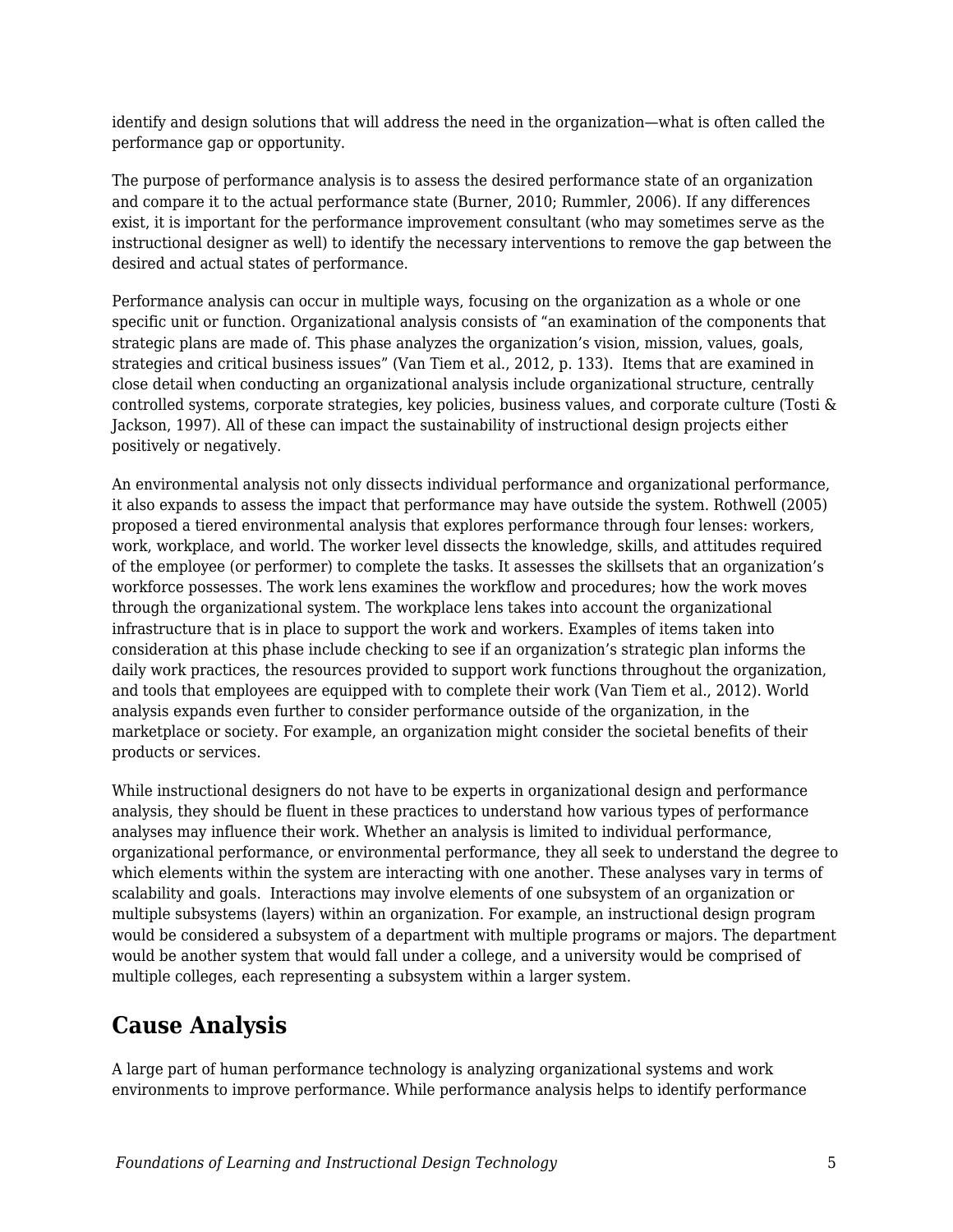identify and design solutions that will address the need in the organization—what is often called the performance gap or opportunity.

The purpose of performance analysis is to assess the desired performance state of an organization and compare it to the actual performance state (Burner, 2010; Rummler, 2006). If any differences exist, it is important for the performance improvement consultant (who may sometimes serve as the instructional designer as well) to identify the necessary interventions to remove the gap between the desired and actual states of performance.

Performance analysis can occur in multiple ways, focusing on the organization as a whole or one specific unit or function. Organizational analysis consists of "an examination of the components that strategic plans are made of. This phase analyzes the organization's vision, mission, values, goals, strategies and critical business issues" (Van Tiem et al., 2012, p. 133). Items that are examined in close detail when conducting an organizational analysis include organizational structure, centrally controlled systems, corporate strategies, key policies, business values, and corporate culture (Tosti & Jackson, 1997). All of these can impact the sustainability of instructional design projects either positively or negatively.

An environmental analysis not only dissects individual performance and organizational performance, it also expands to assess the impact that performance may have outside the system. Rothwell (2005) proposed a tiered environmental analysis that explores performance through four lenses: workers, work, workplace, and world. The worker level dissects the knowledge, skills, and attitudes required of the employee (or performer) to complete the tasks. It assesses the skillsets that an organization's workforce possesses. The work lens examines the workflow and procedures; how the work moves through the organizational system. The workplace lens takes into account the organizational infrastructure that is in place to support the work and workers. Examples of items taken into consideration at this phase include checking to see if an organization's strategic plan informs the daily work practices, the resources provided to support work functions throughout the organization, and tools that employees are equipped with to complete their work (Van Tiem et al., 2012). World analysis expands even further to consider performance outside of the organization, in the marketplace or society. For example, an organization might consider the societal benefits of their products or services.

While instructional designers do not have to be experts in organizational design and performance analysis, they should be fluent in these practices to understand how various types of performance analyses may influence their work. Whether an analysis is limited to individual performance, organizational performance, or environmental performance, they all seek to understand the degree to which elements within the system are interacting with one another. These analyses vary in terms of scalability and goals. Interactions may involve elements of one subsystem of an organization or multiple subsystems (layers) within an organization. For example, an instructional design program would be considered a subsystem of a department with multiple programs or majors. The department would be another system that would fall under a college, and a university would be comprised of multiple colleges, each representing a subsystem within a larger system.

## Cause Analysis

A large part of human performance technology is analyzing organizational systems and work environments to improve performance. While performance analysis helps to identify performance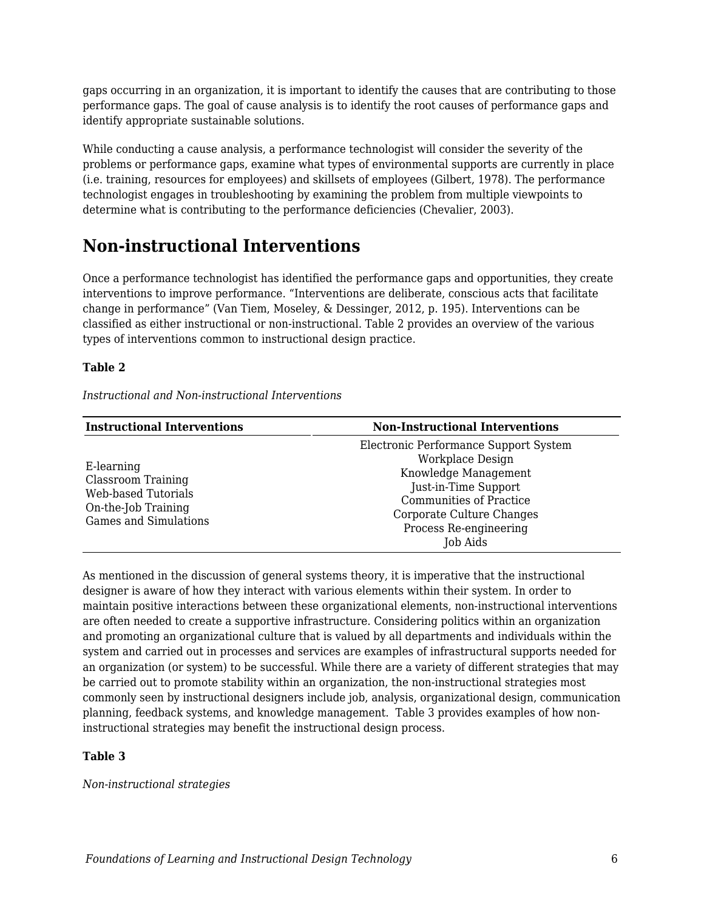gaps occurring in an organization, it is important to identify the causes that are contributing to those performance gaps. The goal of cause analysis is to identify the root causes of performance gaps and identify appropriate sustainable solutions.

While conducting a cause analysis, a performance technologist will consider the severity of the problems or performance gaps, examine what types of environmental supports are currently in place (i.e. training, resources for employees) and skillsets of employees (Gilbert, 1978). The performance technologist engages in troubleshooting by examining the problem from multiple viewpoints to determine what is contributing to the performance deficiencies (Chevalier, 2003).

## Non-instructional Interventions

Once a performance technologist has identified the performance gaps and opportunities, they create interventions to improve performance. "Interventions are deliberate, conscious acts that facilitate change in performance" (Van Tiem, Moseley, & Dessinger, 2012, p. 195). Interventions can be classified as either instructional or non-instructional. Table 2 provides an overview of the various types of interventions common to instructional design practice.

**Table 2**

*Instructional and Non-instructional Interventions*

| Instructional Interventions | Non-Instructional Interventions |
|---|---|
| E-learning<br>Classroom Training<br>Web-based Tutorials<br>On-the-Job Training<br>Games and Simulations | Electronic Performance Support System<br>Workplace Design<br>Knowledge Management<br>Just-in-Time Support<br>Communities of Practice<br>Corporate Culture Changes<br>Process Re-engineering<br>Job Aids |

As mentioned in the discussion of general systems theory, it is imperative that the instructional designer is aware of how they interact with various elements within their system. In order to maintain positive interactions between these organizational elements, non-instructional interventions are often needed to create a supportive infrastructure. Considering politics within an organization and promoting an organizational culture that is valued by all departments and individuals within the system and carried out in processes and services are examples of infrastructural supports needed for an organization (or system) to be successful. While there are a variety of different strategies that may be carried out to promote stability within an organization, the non-instructional strategies most commonly seen by instructional designers include job, analysis, organizational design, communication planning, feedback systems, and knowledge management. Table 3 provides examples of how non-instructional strategies may benefit the instructional design process.

**Table 3**

*Non-instructional strategies*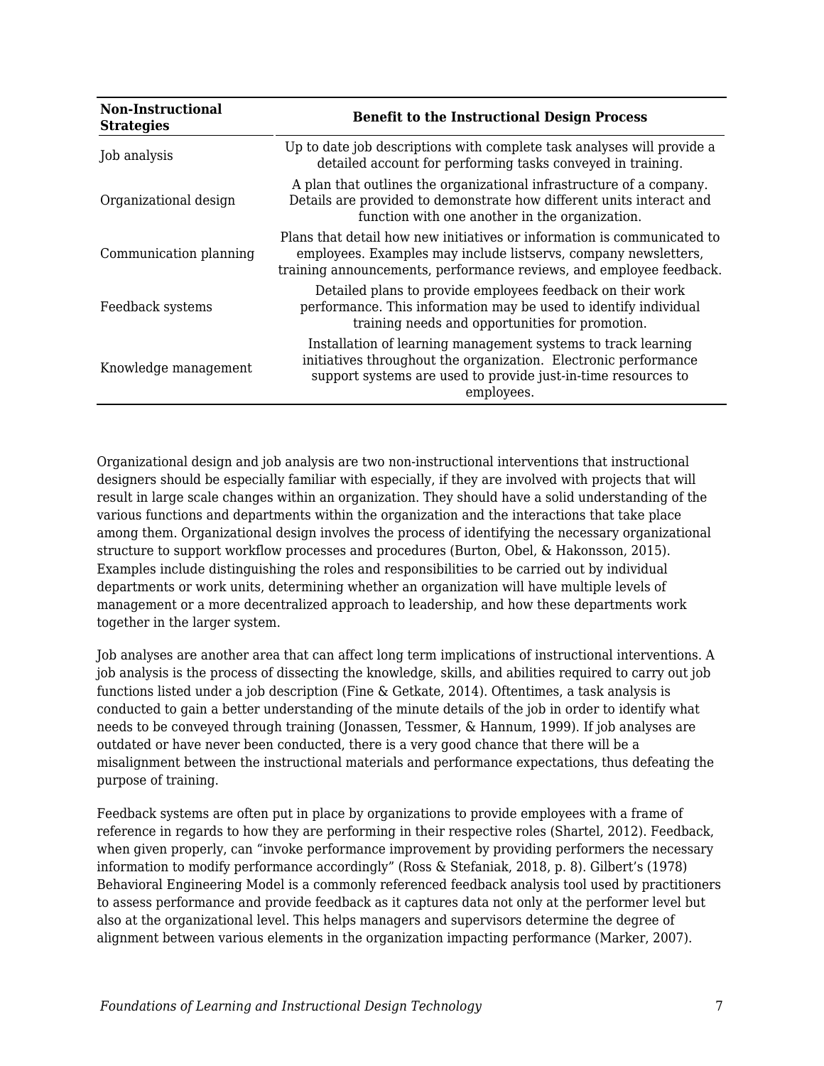| Non-Instructional Strategies | Benefit to the Instructional Design Process |
|---|---|
| Job analysis | Up to date job descriptions with complete task analyses will provide a detailed account for performing tasks conveyed in training. |
| Organizational design | A plan that outlines the organizational infrastructure of a company. Details are provided to demonstrate how different units interact and function with one another in the organization. |
| Communication planning | Plans that detail how new initiatives or information is communicated to employees. Examples may include listservs, company newsletters, training announcements, performance reviews, and employee feedback. |
| Feedback systems | Detailed plans to provide employees feedback on their work performance. This information may be used to identify individual training needs and opportunities for promotion. |
| Knowledge management | Installation of learning management systems to track learning initiatives throughout the organization. Electronic performance support systems are used to provide just-in-time resources to employees. |

Organizational design and job analysis are two non-instructional interventions that instructional designers should be especially familiar with especially, if they are involved with projects that will result in large scale changes within an organization. They should have a solid understanding of the various functions and departments within the organization and the interactions that take place among them. Organizational design involves the process of identifying the necessary organizational structure to support workflow processes and procedures (Burton, Obel, & Hakonsson, 2015). Examples include distinguishing the roles and responsibilities to be carried out by individual departments or work units, determining whether an organization will have multiple levels of management or a more decentralized approach to leadership, and how these departments work together in the larger system.

Job analyses are another area that can affect long term implications of instructional interventions. A job analysis is the process of dissecting the knowledge, skills, and abilities required to carry out job functions listed under a job description (Fine & Getkate, 2014). Oftentimes, a task analysis is conducted to gain a better understanding of the minute details of the job in order to identify what needs to be conveyed through training (Jonassen, Tessmer, & Hannum, 1999). If job analyses are outdated or have never been conducted, there is a very good chance that there will be a misalignment between the instructional materials and performance expectations, thus defeating the purpose of training.

Feedback systems are often put in place by organizations to provide employees with a frame of reference in regards to how they are performing in their respective roles (Shartel, 2012). Feedback, when given properly, can "invoke performance improvement by providing performers the necessary information to modify performance accordingly" (Ross & Stefaniak, 2018, p. 8). Gilbert's (1978) Behavioral Engineering Model is a commonly referenced feedback analysis tool used by practitioners to assess performance and provide feedback as it captures data not only at the performer level but also at the organizational level. This helps managers and supervisors determine the degree of alignment between various elements in the organization impacting performance (Marker, 2007).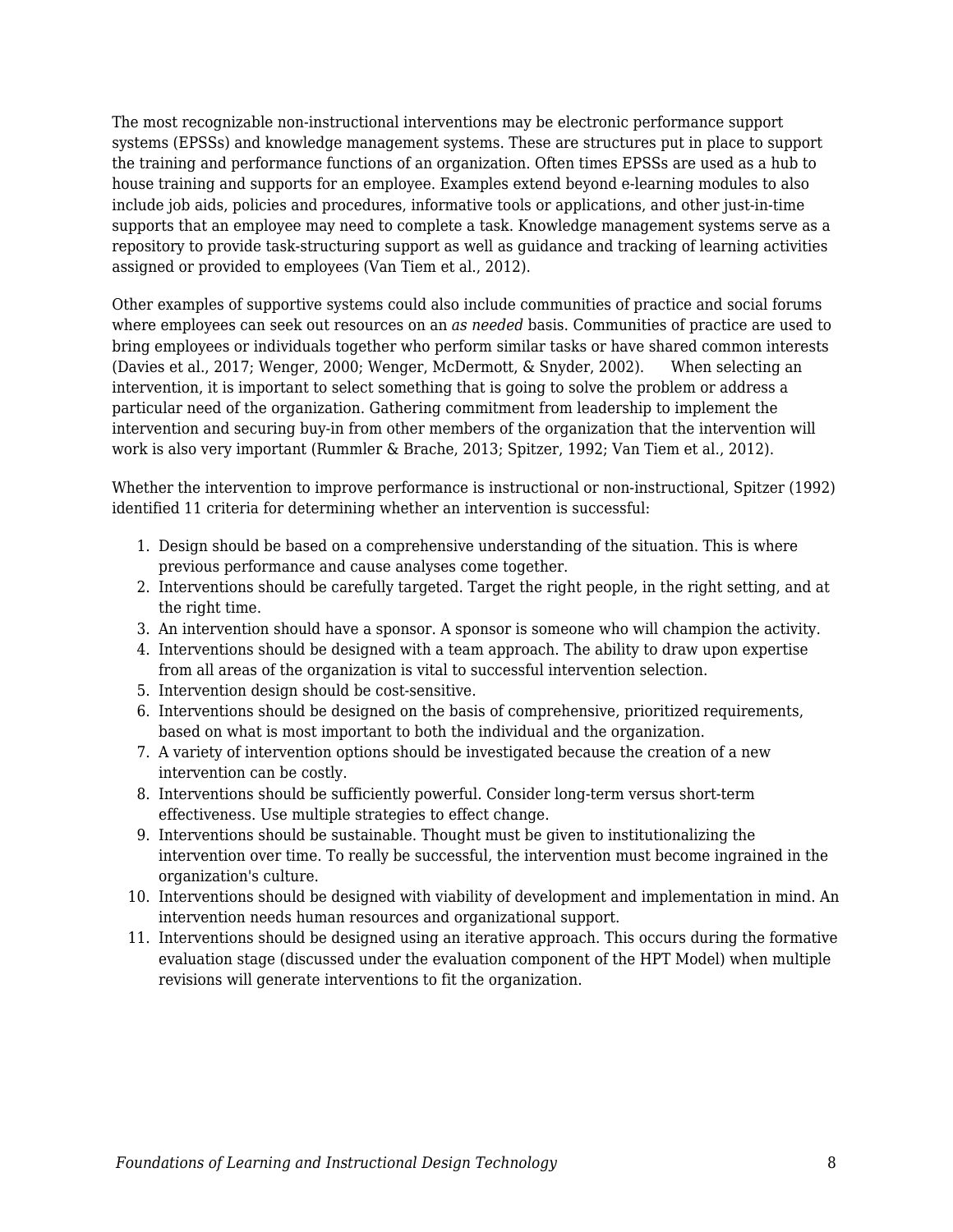The most recognizable non-instructional interventions may be electronic performance support systems (EPSSs) and knowledge management systems. These are structures put in place to support the training and performance functions of an organization. Often times EPSSs are used as a hub to house training and supports for an employee. Examples extend beyond e-learning modules to also include job aids, policies and procedures, informative tools or applications, and other just-in-time supports that an employee may need to complete a task. Knowledge management systems serve as a repository to provide task-structuring support as well as guidance and tracking of learning activities assigned or provided to employees (Van Tiem et al., 2012).

Other examples of supportive systems could also include communities of practice and social forums where employees can seek out resources on an *as needed* basis. Communities of practice are used to bring employees or individuals together who perform similar tasks or have shared common interests (Davies et al., 2017; Wenger, 2000; Wenger, McDermott, & Snyder, 2002). When selecting an intervention, it is important to select something that is going to solve the problem or address a particular need of the organization. Gathering commitment from leadership to implement the intervention and securing buy-in from other members of the organization that the intervention will work is also very important (Rummler & Brache, 2013; Spitzer, 1992; Van Tiem et al., 2012).

Whether the intervention to improve performance is instructional or non-instructional, Spitzer (1992) identified 11 criteria for determining whether an intervention is successful:

1. Design should be based on a comprehensive understanding of the situation. This is where previous performance and cause analyses come together.
2. Interventions should be carefully targeted. Target the right people, in the right setting, and at the right time.
3. An intervention should have a sponsor. A sponsor is someone who will champion the activity.
4. Interventions should be designed with a team approach. The ability to draw upon expertise from all areas of the organization is vital to successful intervention selection.
5. Intervention design should be cost-sensitive.
6. Interventions should be designed on the basis of comprehensive, prioritized requirements, based on what is most important to both the individual and the organization.
7. A variety of intervention options should be investigated because the creation of a new intervention can be costly.
8. Interventions should be sufficiently powerful. Consider long-term versus short-term effectiveness. Use multiple strategies to effect change.
9. Interventions should be sustainable. Thought must be given to institutionalizing the intervention over time. To really be successful, the intervention must become ingrained in the organization's culture.
10. Interventions should be designed with viability of development and implementation in mind. An intervention needs human resources and organizational support.
11. Interventions should be designed using an iterative approach. This occurs during the formative evaluation stage (discussed under the evaluation component of the HPT Model) when multiple revisions will generate interventions to fit the organization.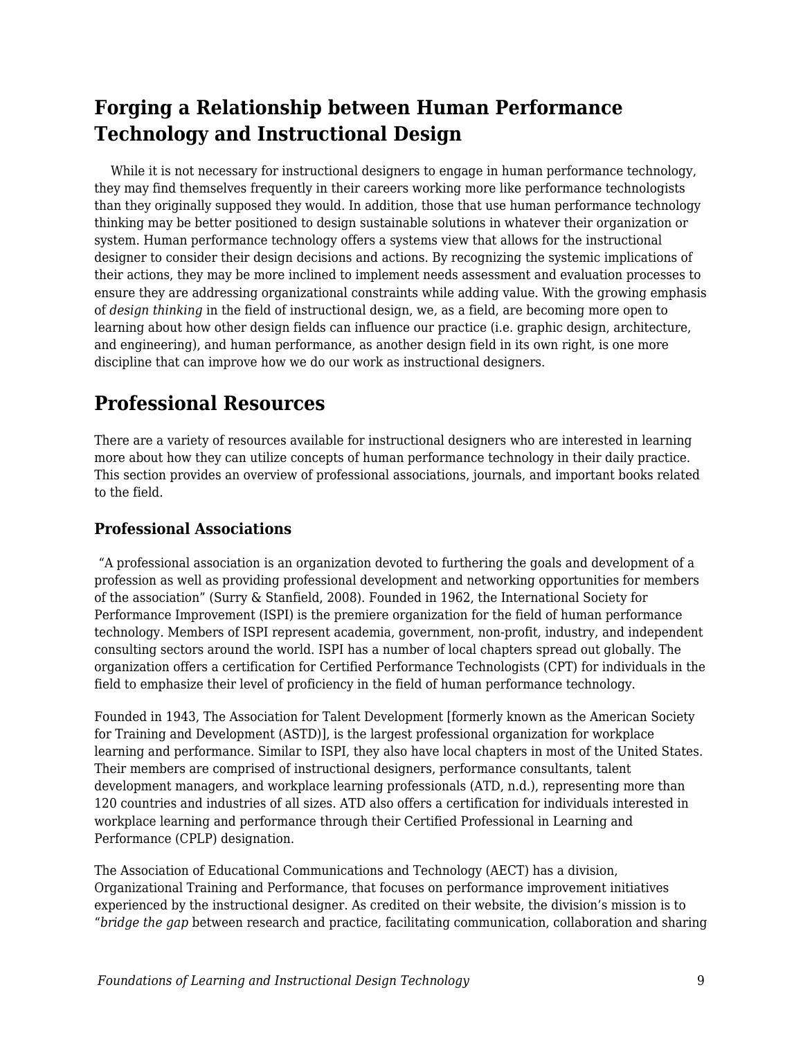## Forging a Relationship between Human Performance Technology and Instructional Design

While it is not necessary for instructional designers to engage in human performance technology, they may find themselves frequently in their careers working more like performance technologists than they originally supposed they would. In addition, those that use human performance technology thinking may be better positioned to design sustainable solutions in whatever their organization or system. Human performance technology offers a systems view that allows for the instructional designer to consider their design decisions and actions. By recognizing the systemic implications of their actions, they may be more inclined to implement needs assessment and evaluation processes to ensure they are addressing organizational constraints while adding value. With the growing emphasis of *design thinking* in the field of instructional design, we, as a field, are becoming more open to learning about how other design fields can influence our practice (i.e. graphic design, architecture, and engineering), and human performance, as another design field in its own right, is one more discipline that can improve how we do our work as instructional designers.

## Professional Resources

There are a variety of resources available for instructional designers who are interested in learning more about how they can utilize concepts of human performance technology in their daily practice. This section provides an overview of professional associations, journals, and important books related to the field.

### Professional Associations

"A professional association is an organization devoted to furthering the goals and development of a profession as well as providing professional development and networking opportunities for members of the association" (Surry & Stanfield, 2008). Founded in 1962, the International Society for Performance Improvement (ISPI) is the premiere organization for the field of human performance technology. Members of ISPI represent academia, government, non-profit, industry, and independent consulting sectors around the world. ISPI has a number of local chapters spread out globally. The organization offers a certification for Certified Performance Technologists (CPT) for individuals in the field to emphasize their level of proficiency in the field of human performance technology.

Founded in 1943, The Association for Talent Development [formerly known as the American Society for Training and Development (ASTD)], is the largest professional organization for workplace learning and performance. Similar to ISPI, they also have local chapters in most of the United States. Their members are comprised of instructional designers, performance consultants, talent development managers, and workplace learning professionals (ATD, n.d.), representing more than 120 countries and industries of all sizes. ATD also offers a certification for individuals interested in workplace learning and performance through their Certified Professional in Learning and Performance (CPLP) designation.

The Association of Educational Communications and Technology (AECT) has a division, Organizational Training and Performance, that focuses on performance improvement initiatives experienced by the instructional designer. As credited on their website, the division's mission is to "*bridge the gap* between research and practice, facilitating communication, collaboration and sharing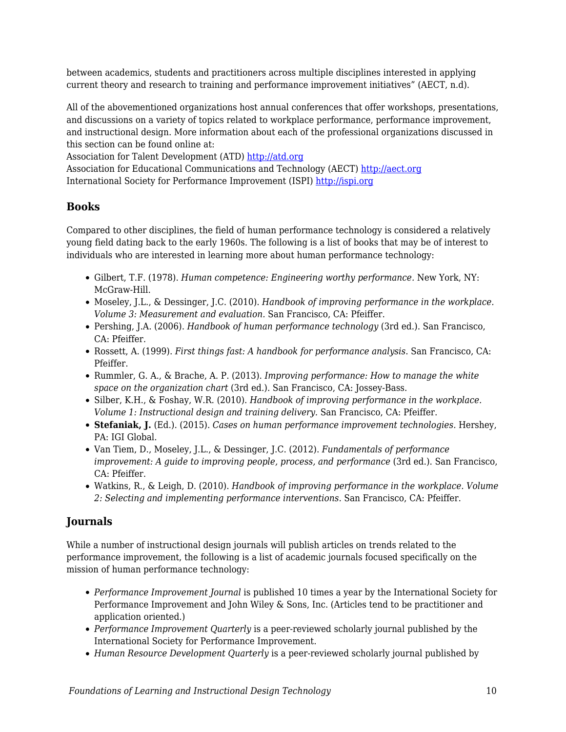between academics, students and practitioners across multiple disciplines interested in applying current theory and research to training and performance improvement initiatives" (AECT, n.d).

All of the abovementioned organizations host annual conferences that offer workshops, presentations, and discussions on a variety of topics related to workplace performance, performance improvement, and instructional design. More information about each of the professional organizations discussed in this section can be found online at:
Association for Talent Development (ATD) [http://atd.org](http://atd.org)
Association for Educational Communications and Technology (AECT) [http://aect.org](http://aect.org)
International Society for Performance Improvement (ISPI) [http://ispi.org](http://ispi.org)

## Books

Compared to other disciplines, the field of human performance technology is considered a relatively young field dating back to the early 1960s. The following is a list of books that may be of interest to individuals who are interested in learning more about human performance technology:

- Gilbert, T.F. (1978). *Human competence: Engineering worthy performance.* New York, NY: McGraw-Hill.
- Moseley, J.L., & Dessinger, J.C. (2010). *Handbook of improving performance in the workplace. Volume 3: Measurement and evaluation.* San Francisco, CA: Pfeiffer.
- Pershing, J.A. (2006). *Handbook of human performance technology* (3rd ed.). San Francisco, CA: Pfeiffer.
- Rossett, A. (1999). *First things fast: A handbook for performance analysis*. San Francisco, CA: Pfeiffer.
- Rummler, G. A., & Brache, A. P. (2013). *Improving performance: How to manage the white space on the organization chart* (3rd ed.). San Francisco, CA: Jossey-Bass.
- Silber, K.H., & Foshay, W.R. (2010). *Handbook of improving performance in the workplace. Volume 1: Instructional design and training delivery.* San Francisco, CA: Pfeiffer.
- **Stefaniak, J.** (Ed.). (2015). *Cases on human performance improvement technologies.* Hershey, PA: IGI Global.
- Van Tiem, D., Moseley, J.L., & Dessinger, J.C. (2012). *Fundamentals of performance improvement: A guide to improving people, process, and performance* (3rd ed.). San Francisco, CA: Pfeiffer.
- Watkins, R., & Leigh, D. (2010). *Handbook of improving performance in the workplace. Volume 2: Selecting and implementing performance interventions.* San Francisco, CA: Pfeiffer.

## Journals

While a number of instructional design journals will publish articles on trends related to the performance improvement, the following is a list of academic journals focused specifically on the mission of human performance technology:

- *Performance Improvement Journal* is published 10 times a year by the International Society for Performance Improvement and John Wiley & Sons, Inc. (Articles tend to be practitioner and application oriented.)
- *Performance Improvement Quarterly* is a peer-reviewed scholarly journal published by the International Society for Performance Improvement.
- *Human Resource Development Quarterly* is a peer-reviewed scholarly journal published by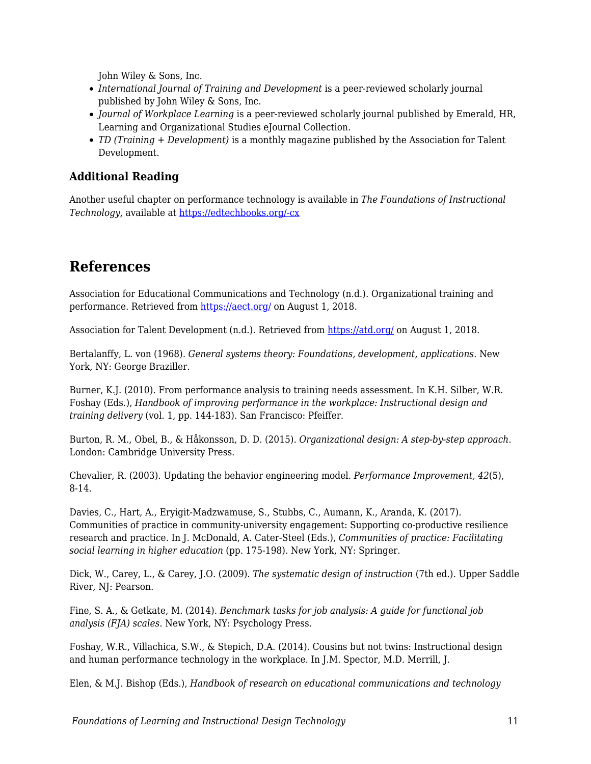John Wiley & Sons, Inc.

- *International Journal of Training and Development* is a peer-reviewed scholarly journal published by John Wiley & Sons, Inc.
- *Journal of Workplace Learning* is a peer-reviewed scholarly journal published by Emerald, HR, Learning and Organizational Studies eJournal Collection.
- *TD (Training + Development)* is a monthly magazine published by the Association for Talent Development.

### Additional Reading

Another useful chapter on performance technology is available in *The Foundations of Instructional Technology,* available at [https://edtechbooks.org/-cx](https://edtechbooks.org/-cx)

## References

Association for Educational Communications and Technology (n.d.). Organizational training and performance. Retrieved from [https://aect.org/](https://aect.org/) on August 1, 2018.

Association for Talent Development (n.d.). Retrieved from [https://atd.org/](https://atd.org/) on August 1, 2018.

Bertalanffy, L. von (1968). *General systems theory: Foundations, development, applications.* New York, NY: George Braziller.

Burner, K.J. (2010). From performance analysis to training needs assessment. In K.H. Silber, W.R. Foshay (Eds.), *Handbook of improving performance in the workplace: Instructional design and training delivery* (vol. 1, pp. 144-183). San Francisco: Pfeiffer.

Burton, R. M., Obel, B., & Håkonsson, D. D. (2015). *Organizational design: A step-by-step approach*. London: Cambridge University Press.

Chevalier, R. (2003). Updating the behavior engineering model. *Performance Improvement, 42*(5), 8-14.

Davies, C., Hart, A., Eryigit-Madzwamuse, S., Stubbs, C., Aumann, K., Aranda, K. (2017). Communities of practice in community-university engagement: Supporting co-productive resilience research and practice. In J. McDonald, A. Cater-Steel (Eds.), *Communities of practice: Facilitating social learning in higher education* (pp. 175-198). New York, NY: Springer.

Dick, W., Carey, L., & Carey, J.O. (2009). *The systematic design of instruction* (7th ed.). Upper Saddle River, NJ: Pearson.

Fine, S. A., & Getkate, M. (2014). *Benchmark tasks for job analysis: A guide for functional job analysis (FJA) scales*. New York, NY: Psychology Press.

Foshay, W.R., Villachica, S.W., & Stepich, D.A. (2014). Cousins but not twins: Instructional design and human performance technology in the workplace. In J.M. Spector, M.D. Merrill, J.

Elen, & M.J. Bishop (Eds.), *Handbook of research on educational communications and technology*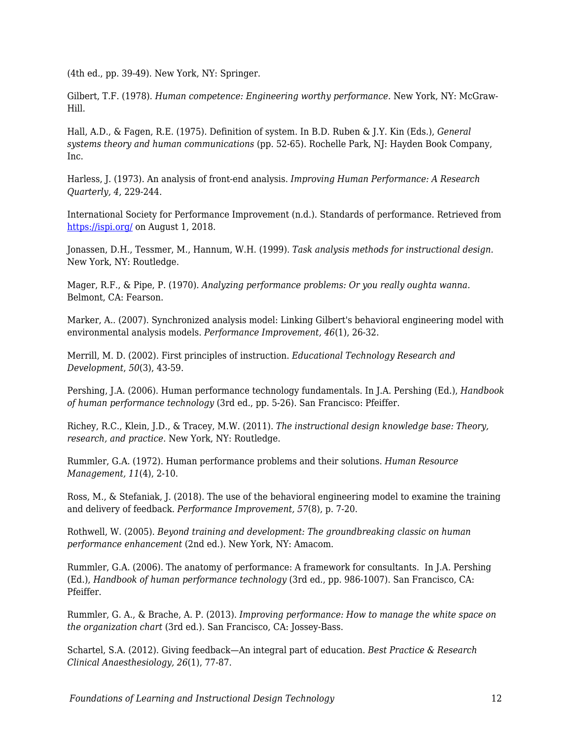(4th ed., pp. 39-49). New York, NY: Springer.

Gilbert, T.F. (1978). *Human competence: Engineering worthy performance.* New York, NY: McGraw-Hill.

Hall, A.D., & Fagen, R.E. (1975). Definition of system. In B.D. Ruben & J.Y. Kin (Eds.), *General systems theory and human communications* (pp. 52-65). Rochelle Park, NJ: Hayden Book Company, Inc.

Harless, J. (1973). An analysis of front-end analysis. *Improving Human Performance: A Research Quarterly, 4*, 229-244.

International Society for Performance Improvement (n.d.). Standards of performance. Retrieved from [https://ispi.org/](https://ispi.org/) on August 1, 2018.

Jonassen, D.H., Tessmer, M., Hannum, W.H. (1999). *Task analysis methods for instructional design.* New York, NY: Routledge.

Mager, R.F., & Pipe, P. (1970). *Analyzing performance problems: Or you really oughta wanna.* Belmont, CA: Fearson.

Marker, A.. (2007). Synchronized analysis model: Linking Gilbert's behavioral engineering model with environmental analysis models. *Performance Improvement, 46*(1), 26-32.

Merrill, M. D. (2002). First principles of instruction. *Educational Technology Research and Development*, *50*(3), 43-59.

Pershing, J.A. (2006). Human performance technology fundamentals. In J.A. Pershing (Ed.), *Handbook of human performance technology* (3rd ed., pp. 5-26). San Francisco: Pfeiffer.

Richey, R.C., Klein, J.D., & Tracey, M.W. (2011). *The instructional design knowledge base: Theory, research, and practice.* New York, NY: Routledge.

Rummler, G.A. (1972). Human performance problems and their solutions. *Human Resource Management, 11*(4), 2-10.

Ross, M., & Stefaniak, J. (2018). The use of the behavioral engineering model to examine the training and delivery of feedback. *Performance Improvement, 57*(8), p. 7-20.

Rothwell, W. (2005). *Beyond training and development: The groundbreaking classic on human performance enhancement* (2nd ed.). New York, NY: Amacom.

Rummler, G.A. (2006). The anatomy of performance: A framework for consultants. In J.A. Pershing (Ed.), *Handbook of human performance technology* (3rd ed., pp. 986-1007). San Francisco, CA: Pfeiffer.

Rummler, G. A., & Brache, A. P. (2013). *Improving performance: How to manage the white space on the organization chart* (3rd ed.). San Francisco, CA: Jossey-Bass.

Schartel, S.A. (2012). Giving feedback—An integral part of education. *Best Practice & Research Clinical Anaesthesiology, 26*(1), 77-87.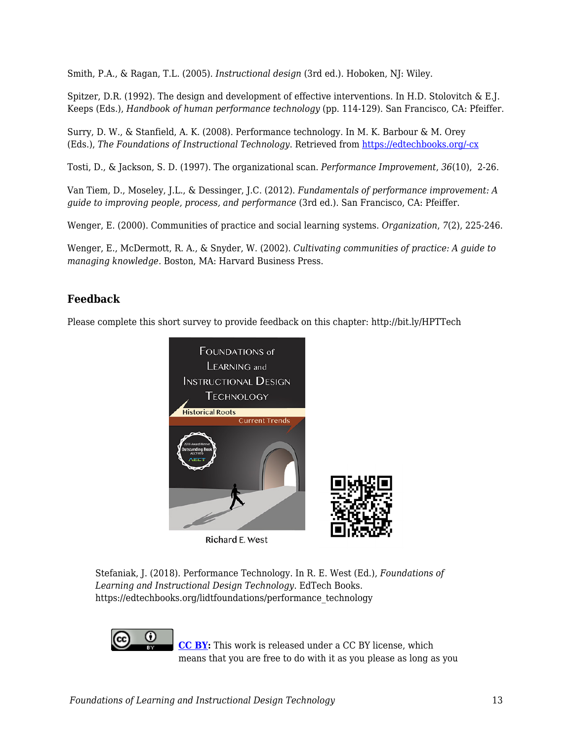Smith, P.A., & Ragan, T.L. (2005). *Instructional design* (3rd ed.). Hoboken, NJ: Wiley.

Spitzer, D.R. (1992). The design and development of effective interventions. In H.D. Stolovitch & E.J. Keeps (Eds.), *Handbook of human performance technology* (pp. 114-129). San Francisco, CA: Pfeiffer.

Surry, D. W., & Stanfield, A. K. (2008). Performance technology. In M. K. Barbour & M. Orey (Eds.), *The Foundations of Instructional Technology*. Retrieved from [https://edtechbooks.org/-cx](https://edtechbooks.org/-cx)

Tosti, D., & Jackson, S. D. (1997). The organizational scan. *Performance Improvement*, *36*(10), 2-26.

Van Tiem, D., Moseley, J.L., & Dessinger, J.C. (2012). *Fundamentals of performance improvement: A guide to improving people, process, and performance* (3rd ed.). San Francisco, CA: Pfeiffer.

Wenger, E. (2000). Communities of practice and social learning systems. *Organization*, *7*(2), 225-246.

Wenger, E., McDermott, R. A., & Snyder, W. (2002). *Cultivating communities of practice: A guide to managing knowledge*. Boston, MA: Harvard Business Press.

## Feedback

Please complete this short survey to provide feedback on this chapter: http://bit.ly/HPTTech

Stefaniak, J. (2018). Performance Technology. In R. E. West (Ed.), *Foundations of Learning and Instructional Design Technology*. EdTech Books. https://edtechbooks.org/lidtfoundations/performance_technology

**[CC BY](https://creativecommons.org/licenses/by/4.0):** This work is released under a CC BY license, which means that you are free to do with it as you please as long as you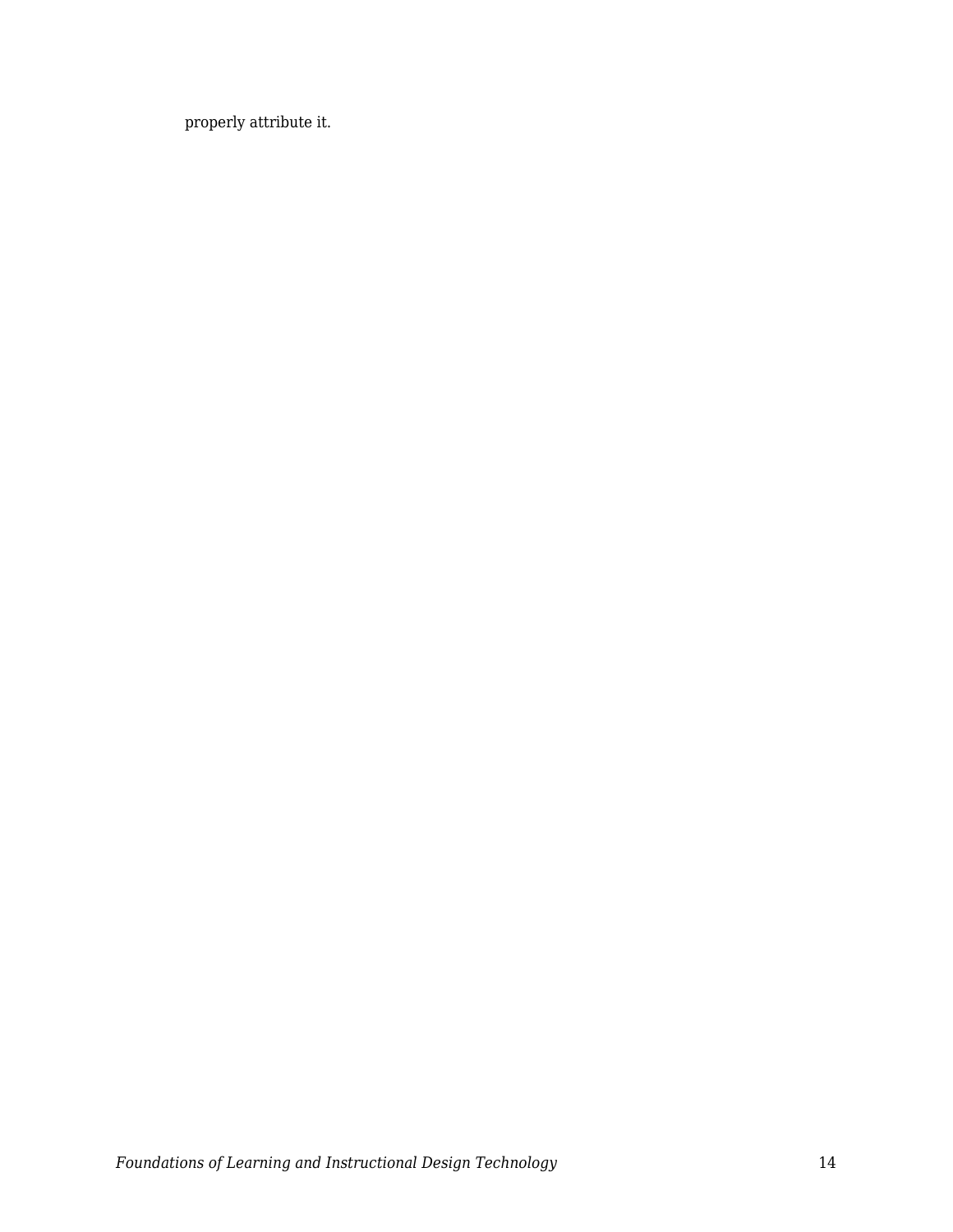properly attribute it.